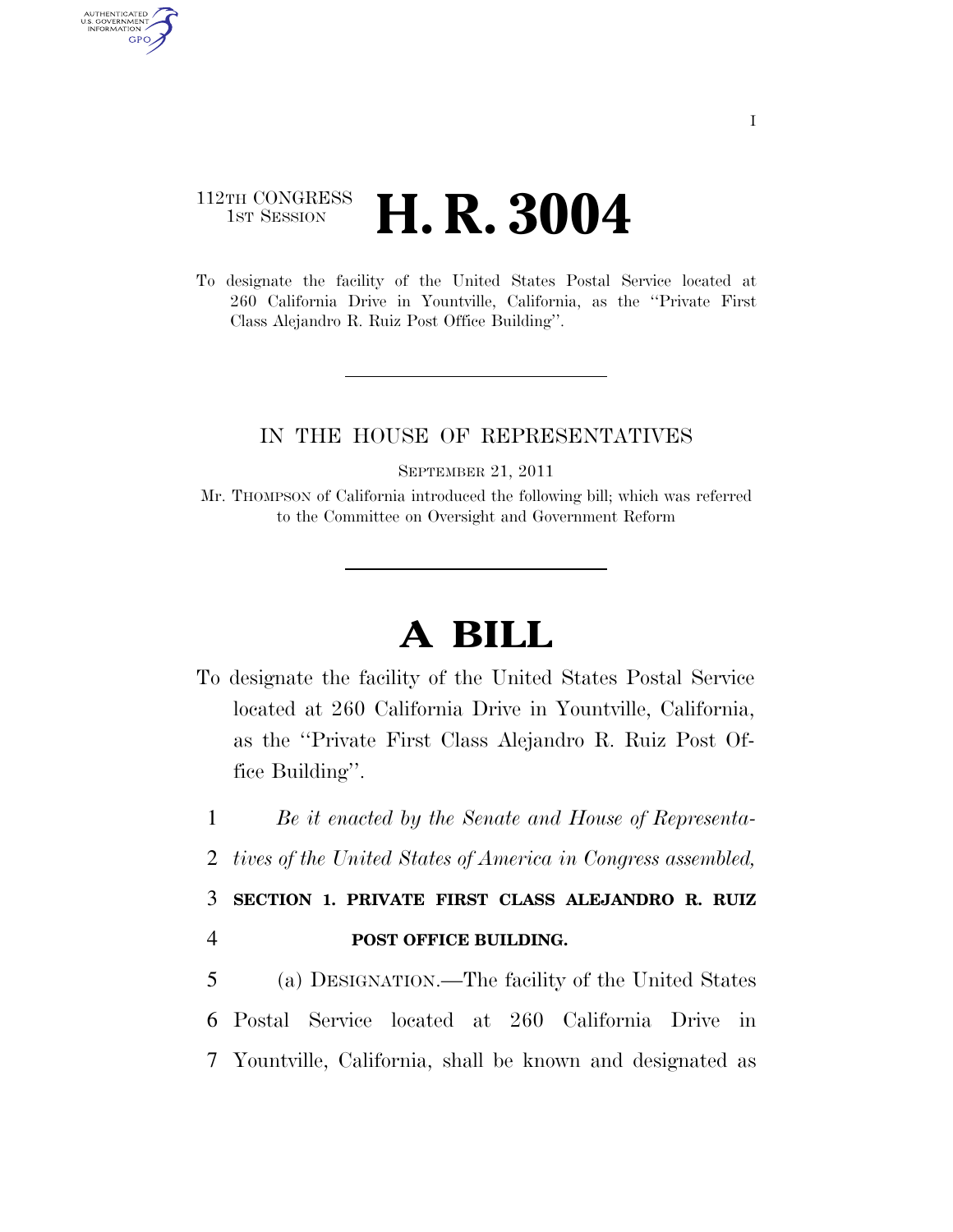112TH CONGRESS
1ST SESSION

# H. R. 3004

To designate the facility of the United States Postal Service located at 260 California Drive in Yountville, California, as the ''Private First Class Alejandro R. Ruiz Post Office Building''.

IN THE HOUSE OF REPRESENTATIVES

SEPTEMBER 21, 2011

Mr. THOMPSON of California introduced the following bill; which was referred to the Committee on Oversight and Government Reform

# A BILL

To designate the facility of the United States Postal Service located at 260 California Drive in Yountville, California, as the ''Private First Class Alejandro R. Ruiz Post Office Building''.

1 *Be it enacted by the Senate and House of Representa-*
2 *tives of the United States of America in Congress assembled,*

3 **SECTION 1. PRIVATE FIRST CLASS ALEJANDRO R. RUIZ**
4 **POST OFFICE BUILDING.**

5 (a) DESIGNATION.—The facility of the United States
6 Postal Service located at 260 California Drive in
7 Yountville, California, shall be known and designated as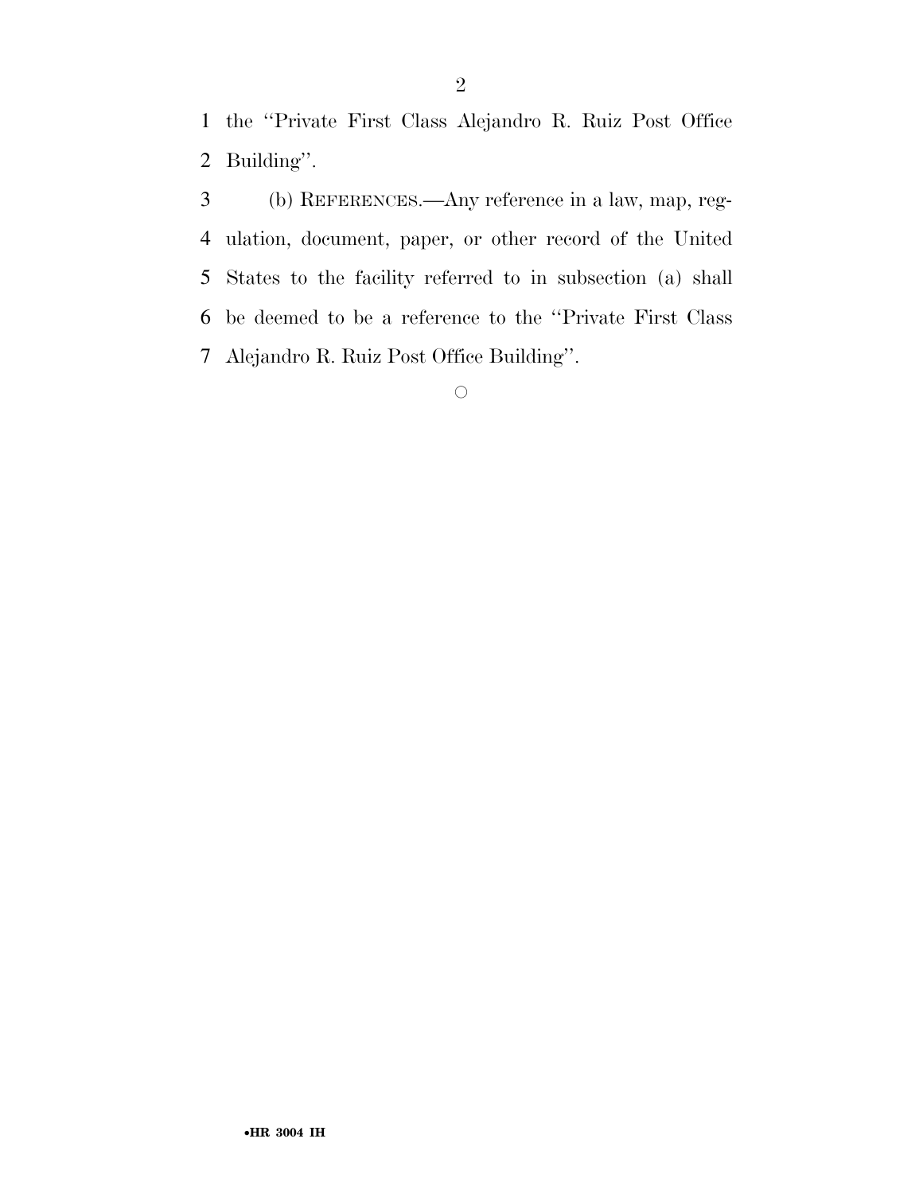the "Private First Class Alejandro R. Ruiz Post Office Building".

(b) REFERENCES.—Any reference in a law, map, regulation, document, paper, or other record of the United States to the facility referred to in subsection (a) shall be deemed to be a reference to the "Private First Class Alejandro R. Ruiz Post Office Building".